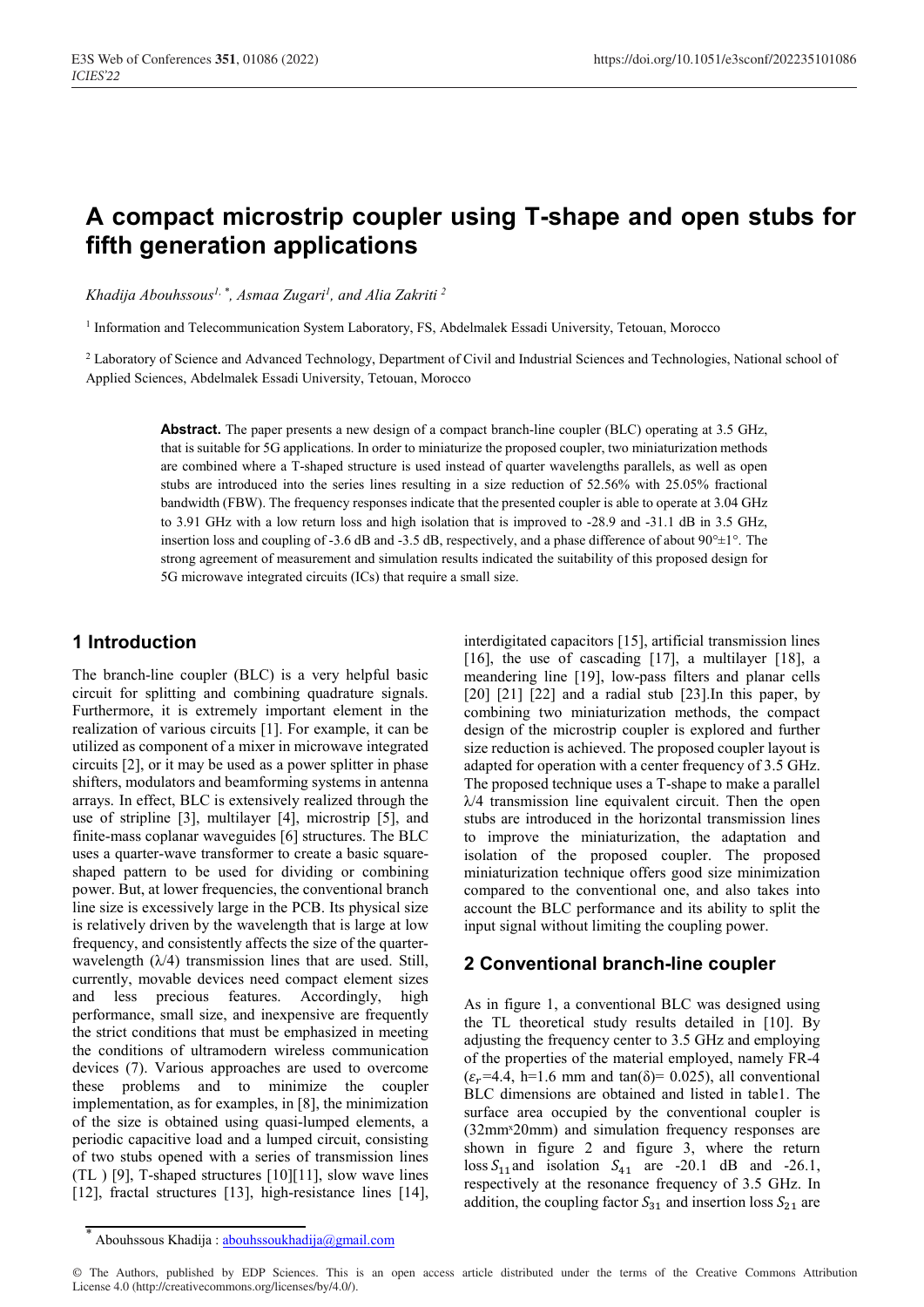# A compact microstrip coupler using T-shape and open stubs for fifth generation applications

*Khadija Abouhssous[1,*], Asmaa Zugari[1], and Alia Zakriti [2]*

[1] Information and Telecommunication System Laboratory, FS, Abdelmalek Essadi University, Tetouan, Morocco

[2] Laboratory of Science and Advanced Technology, Department of Civil and Industrial Sciences and Technologies, National school of Applied Sciences, Abdelmalek Essadi University, Tetouan, Morocco

**Abstract.** The paper presents a new design of a compact branch-line coupler (BLC) operating at 3.5 GHz, that is suitable for 5G applications. In order to miniaturize the proposed coupler, two miniaturization methods are combined where a T-shaped structure is used instead of quarter wavelengths parallels, as well as open stubs are introduced into the series lines resulting in a size reduction of 52.56% with 25.05% fractional bandwidth (FBW). The frequency responses indicate that the presented coupler is able to operate at 3.04 GHz to 3.91 GHz with a low return loss and high isolation that is improved to -28.9 and -31.1 dB in 3.5 GHz, insertion loss and coupling of -3.6 dB and -3.5 dB, respectively, and a phase difference of about 90°±1°. The strong agreement of measurement and simulation results indicated the suitability of this proposed design for 5G microwave integrated circuits (ICs) that require a small size.

## 1 Introduction

The branch-line coupler (BLC) is a very helpful basic circuit for splitting and combining quadrature signals. Furthermore, it is extremely important element in the realization of various circuits [1]. For example, it can be utilized as component of a mixer in microwave integrated circuits [2], or it may be used as a power splitter in phase shifters, modulators and beamforming systems in antenna arrays. In effect, BLC is extensively realized through the use of stripline [3], multilayer [4], microstrip [5], and finite-mass coplanar waveguides [6] structures. The BLC uses a quarter-wave transformer to create a basic square-shaped pattern to be used for dividing or combining power. But, at lower frequencies, the conventional branch line size is excessively large in the PCB. Its physical size is relatively driven by the wavelength that is large at low frequency, and consistently affects the size of the quarter-wavelength (λ/4) transmission lines that are used. Still, currently, movable devices need compact element sizes and less precious features. Accordingly, high performance, small size, and inexpensive are frequently the strict conditions that must be emphasized in meeting the conditions of ultramodern wireless communication devices (7). Various approaches are used to overcome these problems and to minimize the coupler implementation, as for examples, in [8], the minimization of the size is obtained using quasi-lumped elements, a periodic capacitive load and a lumped circuit, consisting of two stubs opened with a series of transmission lines (TL ) [9], T-shaped structures [10][11], slow wave lines [12], fractal structures [13], high-resistance lines [14], interdigitated capacitors [15], artificial transmission lines [16], the use of cascading [17], a multilayer [18], a meandering line [19], low-pass filters and planar cells [20] [21] [22] and a radial stub [23].In this paper, by combining two miniaturization methods, the compact design of the microstrip coupler is explored and further size reduction is achieved. The proposed coupler layout is adapted for operation with a center frequency of 3.5 GHz. The proposed technique uses a T-shape to make a parallel λ/4 transmission line equivalent circuit. Then the open stubs are introduced in the horizontal transmission lines to improve the miniaturization, the adaptation and isolation of the proposed coupler. The proposed miniaturization technique offers good size minimization compared to the conventional one, and also takes into account the BLC performance and its ability to split the input signal without limiting the coupling power.

## 2 Conventional branch-line coupler

As in figure 1, a conventional BLC was designed using the TL theoretical study results detailed in [10]. By adjusting the frequency center to 3.5 GHz and employing of the properties of the material employed, namely FR-4 ($\varepsilon_r$=4.4, h=1.6 mm and tan(δ)= 0.025), all conventional BLC dimensions are obtained and listed in table1. The surface area occupied by the conventional coupler is (32mm×20mm) and simulation frequency responses are shown in figure 2 and figure 3, where the return loss $S_{11}$ and isolation $S_{41}$ are -20.1 dB and -26.1, respectively at the resonance frequency of 3.5 GHz. In addition, the coupling factor $S_{31}$ and insertion loss $S_{21}$ are

* Abouhssous Khadija : abouhssoukhadija@gmail.com

© The Authors, published by EDP Sciences. This is an open access article distributed under the terms of the Creative Commons Attribution License 4.0 (http://creativecommons.org/licenses/by/4.0/).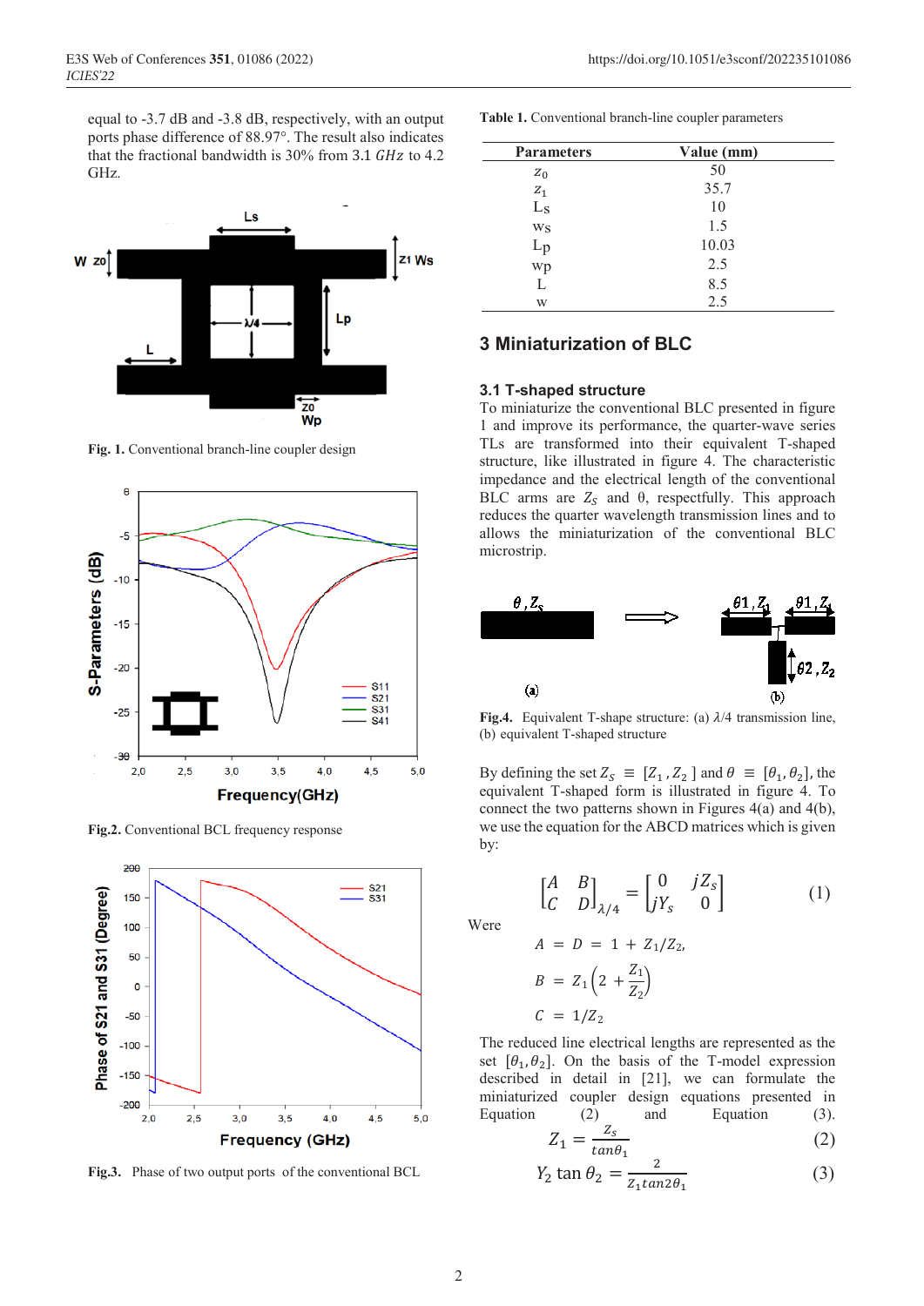equal to -3.7 dB and -3.8 dB, respectively, with an output ports phase difference of 88.97°. The result also indicates that the fractional bandwidth is 30% from 3.1 $GHz$ to 4.2 GHz.

**Fig. 1.** Conventional branch-line coupler design

**Fig.2.** Conventional BCL frequency response

**Fig.3.** Phase of two output ports of the conventional BCL

**Table 1.** Conventional branch-line coupler parameters

| Parameters | Value (mm) |
|---|---|
| $z_0$ | 50 |
| $z_1$ | 35.7 |
| Ls | 10 |
| ws | 1.5 |
| Lp | 10.03 |
| wp | 2.5 |
| L | 8.5 |
| w | 2.5 |

## 3 Miniaturization of BLC

### 3.1 T-shaped structure

To miniaturize the conventional BLC presented in figure 1 and improve its performance, the quarter-wave series TLs are transformed into their equivalent T-shaped structure, like illustrated in figure 4. The characteristic impedance and the electrical length of the conventional BLC arms are $Z_S$ and θ, respectfully. This approach reduces the quarter wavelength transmission lines and to allows the miniaturization of the conventional BLC microstrip.

**Fig.4.** Equivalent T-shape structure: (a) $\lambda/4$ transmission line, (b) equivalent T-shaped structure

By defining the set $Z_S \equiv [Z_1, Z_2]$ and $\theta \equiv [\theta_1, \theta_2]$, the equivalent T-shaped form is illustrated in figure 4. To connect the two patterns shown in Figures 4(a) and 4(b), we use the equation for the ABCD matrices which is given by:

$$\begin{bmatrix} A & B \\ C & D \end{bmatrix}_{\lambda/4} = \begin{bmatrix} 0 & jZ_s \\ jY_s & 0 \end{bmatrix} \tag{1}$$

Were

$$A = D = 1 + Z_1/Z_2,$$

$$B = Z_1\left(2 + \frac{Z_1}{Z_2}\right)$$

$$C = 1/Z_2$$

The reduced line electrical lengths are represented as the set $[\theta_1, \theta_2]$. On the basis of the T-model expression described in detail in [21], we can formulate the miniaturized coupler design equations presented in Equation (2) and Equation (3).

$$Z_1 = \frac{Z_s}{tan\theta_1} \tag{2}$$

$$Y_2 \tan\theta_2 = \frac{2}{Z_1 tan2\theta_1} \tag{3}$$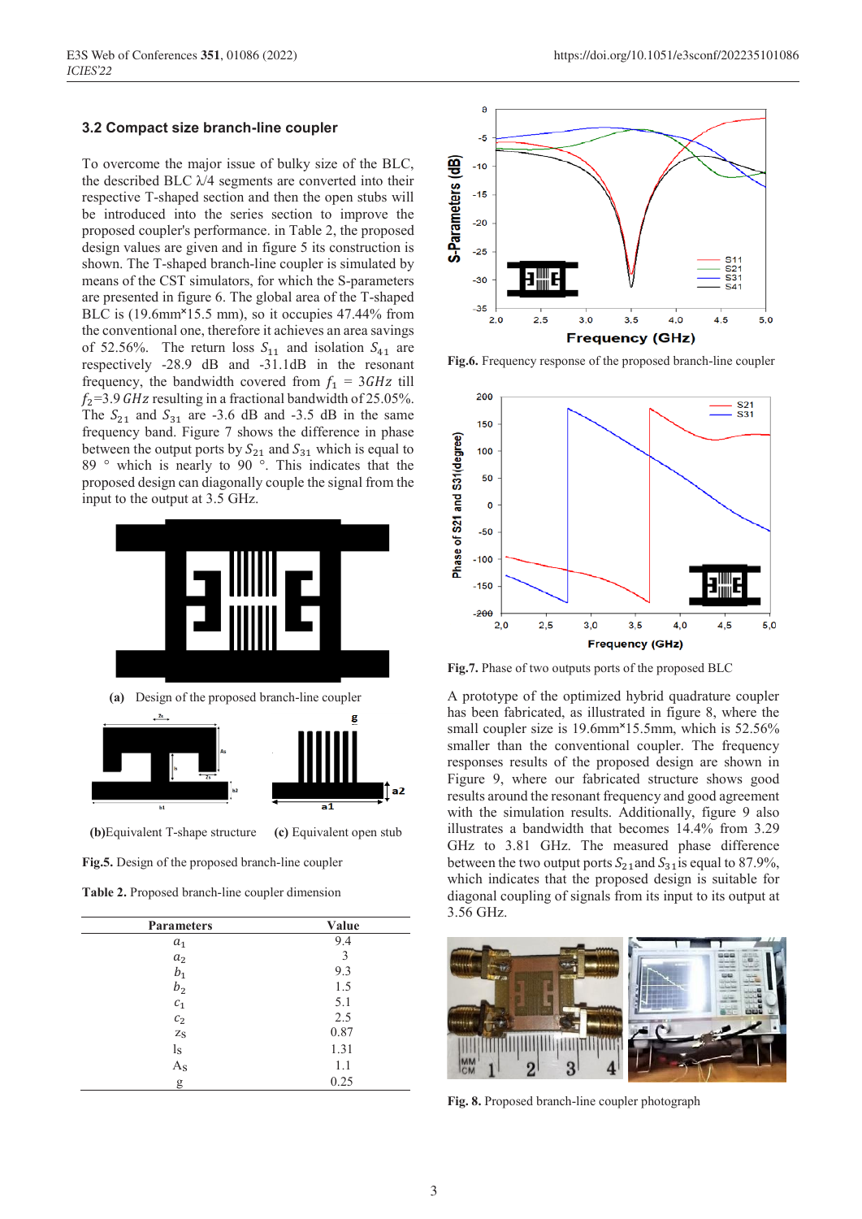### 3.2 Compact size branch-line coupler

To overcome the major issue of bulky size of the BLC, the described BLC λ/4 segments are converted into their respective T-shaped section and then the open stubs will be introduced into the series section to improve the proposed coupler's performance. in Table 2, the proposed design values are given and in figure 5 its construction is shown. The T-shaped branch-line coupler is simulated by means of the CST simulators, for which the S-parameters are presented in figure 6. The global area of the T-shaped BLC is (19.6mm×15.5 mm), so it occupies 47.44% from the conventional one, therefore it achieves an area savings of 52.56%. The return loss $S_{11}$ and isolation $S_{41}$ are respectively -28.9 dB and -31.1dB in the resonant frequency, the bandwidth covered from $f_1 = 3GHz$ till $f_2$=3.9 $GHz$ resulting in a fractional bandwidth of 25.05%. The $S_{21}$ and $S_{31}$ are -3.6 dB and -3.5 dB in the same frequency band. Figure 7 shows the difference in phase between the output ports by $S_{21}$ and $S_{31}$ which is equal to 89 ° which is nearly to 90 °. This indicates that the proposed design can diagonally couple the signal from the input to the output at 3.5 GHz.

**(a)** Design of the proposed branch-line coupler

zs
A1
ls
zs
b2
b1

g
a2
a1

**(b)**Equivalent T-shape structure **(c)** Equivalent open stub

**Fig.5.** Design of the proposed branch-line coupler

**Table 2.** Proposed branch-line coupler dimension

| Parameters | Value |
|---|---|
| $a_1$ | 9.4 |
| $a_2$ | 3 |
| $b_1$ | 9.3 |
| $b_2$ | 1.5 |
| $c_1$ | 5.1 |
| $c_2$ | 2.5 |
| zs | 0.87 |
| ls | 1.31 |
| As | 1.1 |
| g | 0.25 |

0
-5
-10
-15
-20
-25
-30
-35
S-Parameters (dB)
2.0 2.5 3.0 3.5 4.0 4.5 5.0
Frequency (GHz)
S11
S21
S31
S41

**Fig.6.** Frequency response of the proposed branch-line coupler

200
150
100
50
0
-50
-100
-150
-200
Phase of S21 and S31(degree)
2,0 2,5 3,0 3,5 4,0 4,5 5,0
Frequency (GHz)
S21
S31

**Fig.7.** Phase of two outputs ports of the proposed BLC

A prototype of the optimized hybrid quadrature coupler has been fabricated, as illustrated in figure 8, where the small coupler size is 19.6mm×15.5mm, which is 52.56% smaller than the conventional coupler. The frequency responses results of the proposed design are shown in Figure 9, where our fabricated structure shows good results around the resonant frequency and good agreement with the simulation results. Additionally, figure 9 also illustrates a bandwidth that becomes 14.4% from 3.29 GHz to 3.81 GHz. The measured phase difference between the two output ports $S_{21}$and $S_{31}$is equal to 87.9%, which indicates that the proposed design is suitable for diagonal coupling of signals from its input to its output at 3.56 GHz.

**Fig. 8.** Proposed branch-line coupler photograph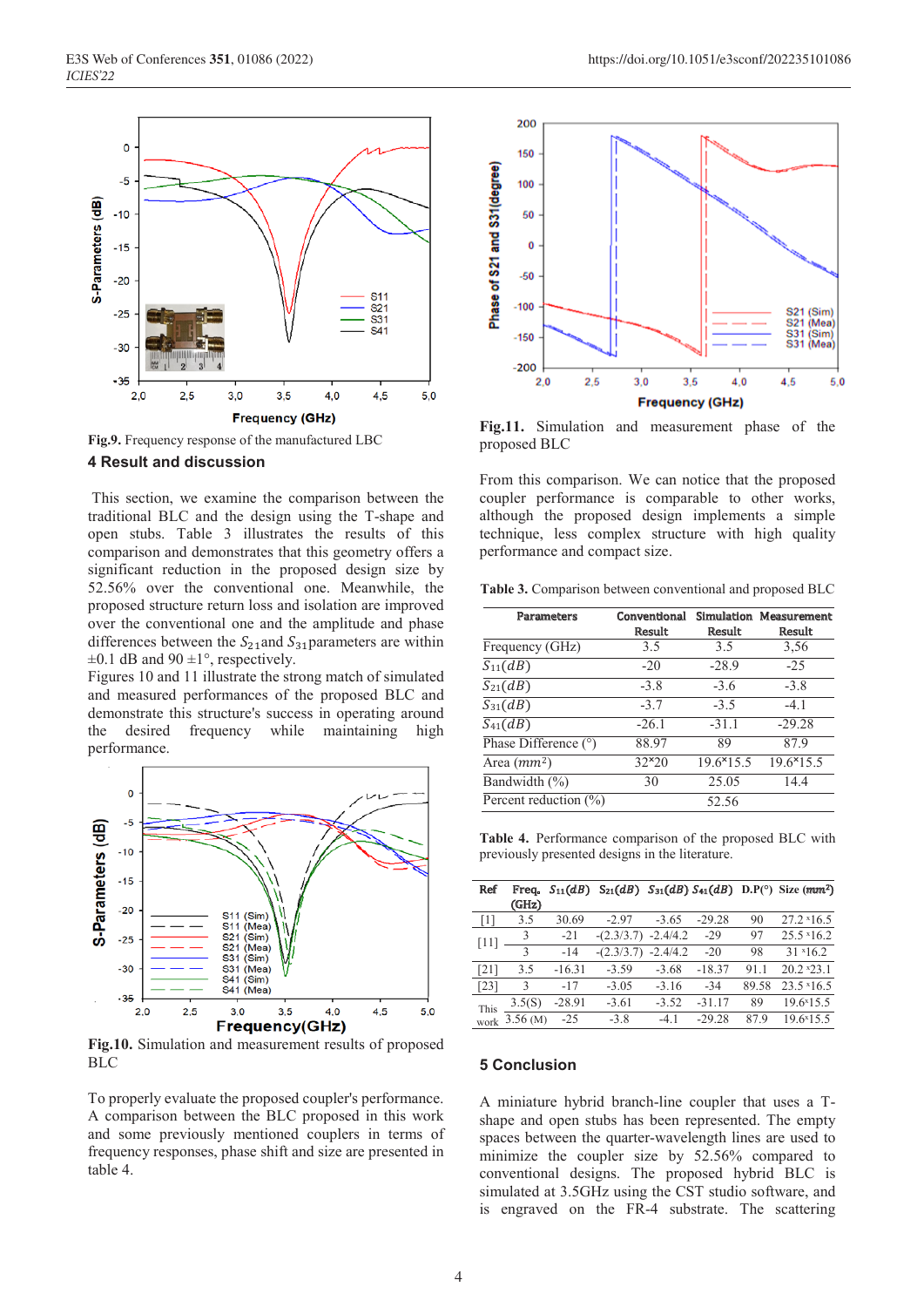S-Parameters (dB)

0
-5
-10
-15
-20
-25
-30
-35

2,0 2,5 3,0 3,5 4,0 4,5 5,0

Frequency (GHz)

S11
S21
S31
S41

Fig.9. Frequency response of the manufactured LBC

## 4 Result and discussion

This section, we examine the comparison between the traditional BLC and the design using the T-shape and open stubs. Table 3 illustrates the results of this comparison and demonstrates that this geometry offers a significant reduction in the proposed design size by 52.56% over the conventional one. Meanwhile, the proposed structure return loss and isolation are improved over the conventional one and the amplitude and phase differences between the $S_{21}$ and $S_{31}$ parameters are within ±0.1 dB and 90 ±1°, respectively.
Figures 10 and 11 illustrate the strong match of simulated and measured performances of the proposed BLC and demonstrate this structure's success in operating around the desired frequency while maintaining high performance.

S-Parameters (dB)

0
-5
-10
-15
-20
-25
-30
-35

2,0 2,5 3,0 3,5 4,0 4,5 5,0

Frequency(GHz)

S11 (Sim)
S11 (Mea)
S21 (Sim)
S21 (Mea)
S31 (Sim)
S31 (Mea)
S41 (Sim)
S41 (Mea)

Fig.10. Simulation and measurement results of proposed BLC

To properly evaluate the proposed coupler's performance. A comparison between the BLC proposed in this work and some previously mentioned couplers in terms of frequency responses, phase shift and size are presented in table 4.

Phase of S21 and S31(degree)

200
150
100
50
0
-50
-100
-150
-200

2,0 2,5 3,0 3,5 4,0 4,5 5,0

Frequency (GHz)

S21 (Sim)
S21 (Mea)
S31 (Sim)
S31 (Mea)

Fig.11. Simulation and measurement phase of the proposed BLC

From this comparison. We can notice that the proposed coupler performance is comparable to other works, although the proposed design implements a simple technique, less complex structure with high quality performance and compact size.

Table 3. Comparison between conventional and proposed BLC

| Parameters | Conventional Result | Simulation Result | Measurement Result |
|---|---|---|---|
| Frequency (GHz) | 3.5 | 3.5 | 3,56 |
| $S_{11}(dB)$ | -20 | -28.9 | -25 |
| $S_{21}(dB)$ | -3.8 | -3.6 | -3.8 |
| $S_{31}(dB)$ | -3.7 | -3.5 | -4.1 |
| $S_{41}(dB)$ | -26.1 | -31.1 | -29.28 |
| Phase Difference (°) | 88.97 | 89 | 87.9 |
| Area ($mm^2$) | 32*20 | 19.6*15.5 | 19.6*15.5 |
| Bandwidth (%) | 30 | 25.05 | 14.4 |
| Percent reduction (%) | | 52.56 | |

Table 4. Performance comparison of the proposed BLC with previously presented designs in the literature.

| Ref | Freq. (GHz) | $S_{11}(dB)$ | $S_{21}(dB)$ | $S_{31}(dB)$ | $S_{41}(dB)$ | D.P(°) | Size ($mm^2$) |
|---|---|---|---|---|---|---|---|
| [1] | 3.5 | 30.69 | -2.97 | -3.65 | -29.28 | 90 | 27.2 ×16.5 |
| [11] | 3 | -21 | -(2.3/3.7) | -2.4/4.2 | -29 | 97 | 25.5 ×16.2 |
| | 3 | -14 | -(2.3/3.7) | -2.4/4.2 | -20 | 98 | 31 ×16.2 |
| [21] | 3.5 | -16.31 | -3.59 | -3.68 | -18.37 | 91.1 | 20.2 ×23.1 |
| [23] | 3 | -17 | -3.05 | -3.16 | -34 | 89.58 | 23.5 ×16.5 |
| This work | 3.5(S) | -28.91 | -3.61 | -3.52 | -31.17 | 89 | 19.6×15.5 |
| | 3.56 (M) | -25 | -3.8 | -4.1 | -29.28 | 87.9 | 19.6×15.5 |

## 5 Conclusion

A miniature hybrid branch-line coupler that uses a T-shape and open stubs has been represented. The empty spaces between the quarter-wavelength lines are used to minimize the coupler size by 52.56% compared to conventional designs. The proposed hybrid BLC is simulated at 3.5GHz using the CST studio software, and is engraved on the FR-4 substrate. The scattering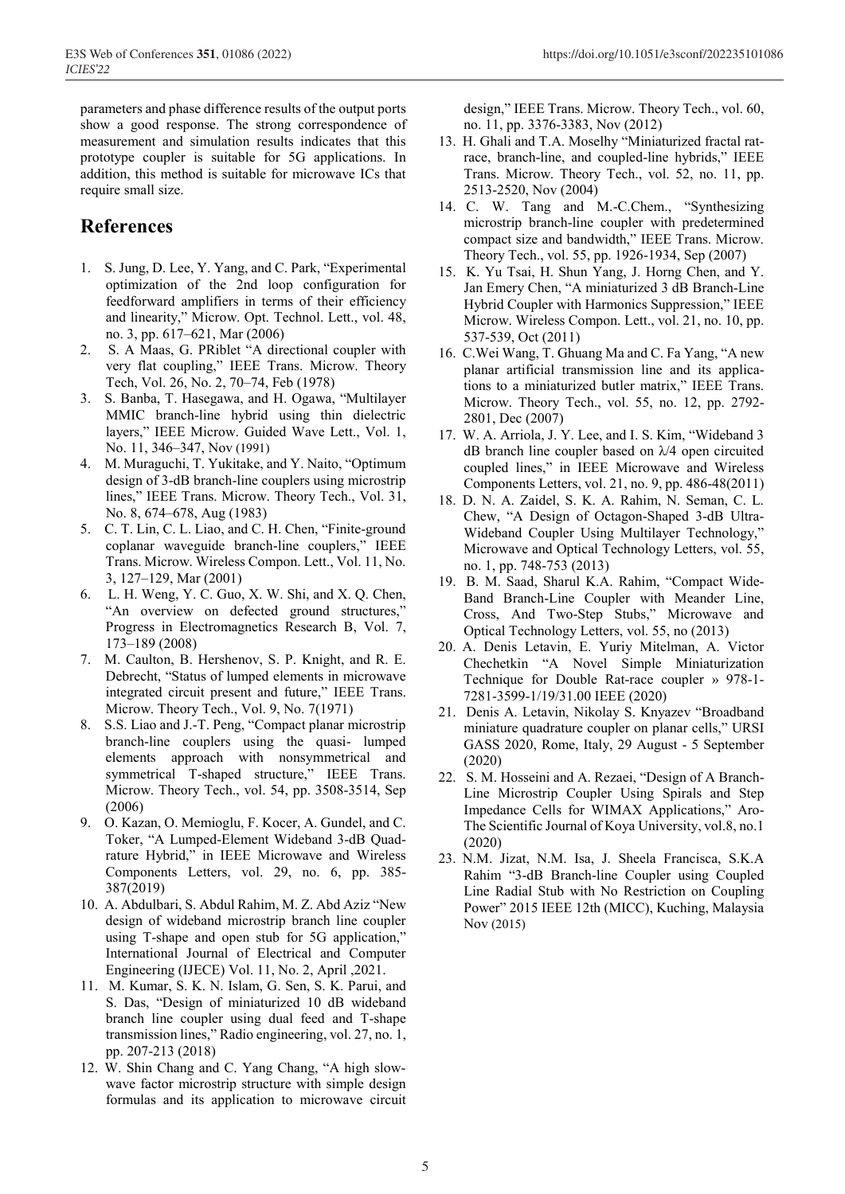parameters and phase difference results of the output ports show a good response. The strong correspondence of measurement and simulation results indicates that this prototype coupler is suitable for 5G applications. In addition, this method is suitable for microwave ICs that require small size.

## References

1. S. Jung, D. Lee, Y. Yang, and C. Park, "Experimental optimization of the 2nd loop configuration for feedforward amplifiers in terms of their efficiency and linearity," Microw. Opt. Technol. Lett., vol. 48, no. 3, pp. 617–621, Mar (2006)
2. S. A Maas, G. PRiblet "A directional coupler with very flat coupling," IEEE Trans. Microw. Theory Tech, Vol. 26, No. 2, 70–74, Feb (1978)
3. S. Banba, T. Hasegawa, and H. Ogawa, "Multilayer MMIC branch-line hybrid using thin dielectric layers," IEEE Microw. Guided Wave Lett., Vol. 1, No. 11, 346–347, Nov (1991)
4. M. Muraguchi, T. Yukitake, and Y. Naito, "Optimum design of 3-dB branch-line couplers using microstrip lines," IEEE Trans. Microw. Theory Tech., Vol. 31, No. 8, 674–678, Aug (1983)
5. C. T. Lin, C. L. Liao, and C. H. Chen, "Finite-ground coplanar waveguide branch-line couplers," IEEE Trans. Microw. Wireless Compon. Lett., Vol. 11, No. 3, 127–129, Mar (2001)
6. L. H. Weng, Y. C. Guo, X. W. Shi, and X. Q. Chen, "An overview on defected ground structures," Progress in Electromagnetics Research B, Vol. 7, 173–189 (2008)
7. M. Caulton, B. Hershenov, S. P. Knight, and R. E. Debrecht, "Status of lumped elements in microwave integrated circuit present and future," IEEE Trans. Microw. Theory Tech., Vol. 9, No. 7(1971)
8. S.S. Liao and J.-T. Peng, "Compact planar microstrip branch-line couplers using the quasi- lumped elements approach with nonsymmetrical and symmetrical T-shaped structure," IEEE Trans. Microw. Theory Tech., vol. 54, pp. 3508-3514, Sep (2006)
9. O. Kazan, O. Memioglu, F. Kocer, A. Gundel, and C. Toker, "A Lumped-Element Wideband 3-dB Quadrature Hybrid," in IEEE Microwave and Wireless Components Letters, vol. 29, no. 6, pp. 385-387(2019)
10. A. Abdulbari, S. Abdul Rahim, M. Z. Abd Aziz "New design of wideband microstrip branch line coupler using T-shape and open stub for 5G application," International Journal of Electrical and Computer Engineering (IJECE) Vol. 11, No. 2, April ,2021.
11. M. Kumar, S. K. N. Islam, G. Sen, S. K. Parui, and S. Das, "Design of miniaturized 10 dB wideband branch line coupler using dual feed and T-shape transmission lines," Radio engineering, vol. 27, no. 1, pp. 207-213 (2018)
12. W. Shin Chang and C. Yang Chang, "A high slow-wave factor microstrip structure with simple design formulas and its application to microwave circuit design," IEEE Trans. Microw. Theory Tech., vol. 60, no. 11, pp. 3376-3383, Nov (2012)
13. H. Ghali and T.A. Moselhy "Miniaturized fractal rat-race, branch-line, and coupled-line hybrids," IEEE Trans. Microw. Theory Tech., vol. 52, no. 11, pp. 2513-2520, Nov (2004)
14. C. W. Tang and M.-C.Chem., "Synthesizing microstrip branch-line coupler with predetermined compact size and bandwidth," IEEE Trans. Microw. Theory Tech., vol. 55, pp. 1926-1934, Sep (2007)
15. K. Yu Tsai, H. Shun Yang, J. Horng Chen, and Y. Jan Emery Chen, "A miniaturized 3 dB Branch-Line Hybrid Coupler with Harmonics Suppression," IEEE Microw. Wireless Compon. Lett., vol. 21, no. 10, pp. 537-539, Oct (2011)
16. C.Wei Wang, T. Ghuang Ma and C. Fa Yang, "A new planar artificial transmission line and its applications to a miniaturized butler matrix," IEEE Trans. Microw. Theory Tech., vol. 55, no. 12, pp. 2792-2801, Dec (2007)
17. W. A. Arriola, J. Y. Lee, and I. S. Kim, "Wideband 3 dB branch line coupler based on λ/4 open circuited coupled lines," in IEEE Microwave and Wireless Components Letters, vol. 21, no. 9, pp. 486-48(2011)
18. D. N. A. Zaidel, S. K. A. Rahim, N. Seman, C. L. Chew, "A Design of Octagon-Shaped 3-dB Ultra-Wideband Coupler Using Multilayer Technology," Microwave and Optical Technology Letters, vol. 55, no. 1, pp. 748-753 (2013)
19. B. M. Saad, Sharul K.A. Rahim, "Compact Wide-Band Branch-Line Coupler with Meander Line, Cross, And Two-Step Stubs," Microwave and Optical Technology Letters, vol. 55, no (2013)
20. A. Denis Letavin, E. Yuriy Mitelman, A. Victor Chechetkin "A Novel Simple Miniaturization Technique for Double Rat-race coupler » 978-1-7281-3599-1/19/31.00 IEEE (2020)
21. Denis A. Letavin, Nikolay S. Knyazev "Broadband miniature quadrature coupler on planar cells," URSI GASS 2020, Rome, Italy, 29 August - 5 September (2020)
22. S. M. Hosseini and A. Rezaei, "Design of A Branch-Line Microstrip Coupler Using Spirals and Step Impedance Cells for WIMAX Applications," Aro-The Scientific Journal of Koya University, vol.8, no.1 (2020)
23. N.M. Jizat, N.M. Isa, J. Sheela Francisca, S.K.A Rahim "3-dB Branch-line Coupler using Coupled Line Radial Stub with No Restriction on Coupling Power" 2015 IEEE 12th (MICC), Kuching, Malaysia Nov (2015)